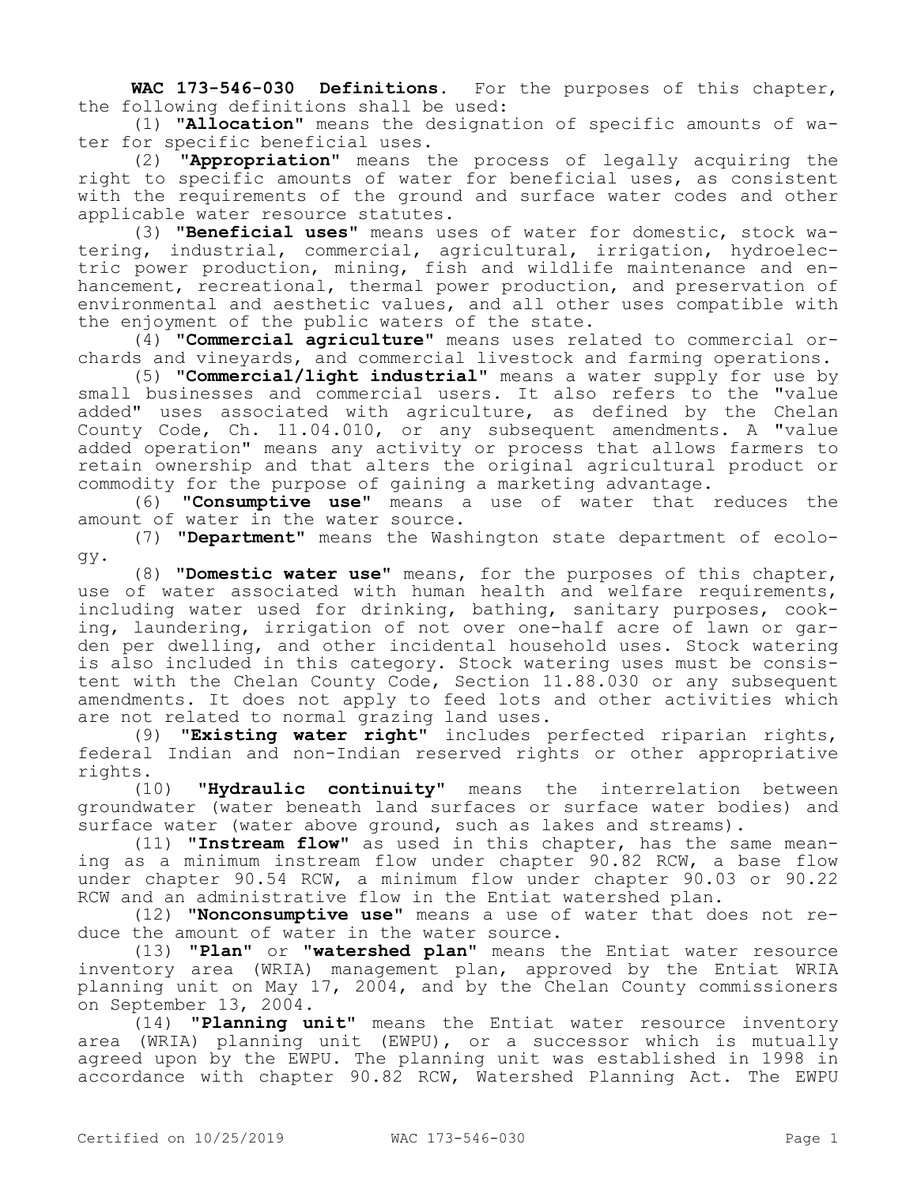**WAC 173-546-030 Definitions.** For the purposes of this chapter, the following definitions shall be used:

(1) "**Allocation**" means the designation of specific amounts of water for specific beneficial uses.

(2) "**Appropriation**" means the process of legally acquiring the right to specific amounts of water for beneficial uses, as consistent with the requirements of the ground and surface water codes and other applicable water resource statutes.

(3) "**Beneficial uses**" means uses of water for domestic, stock watering, industrial, commercial, agricultural, irrigation, hydroelectric power production, mining, fish and wildlife maintenance and enhancement, recreational, thermal power production, and preservation of environmental and aesthetic values, and all other uses compatible with the enjoyment of the public waters of the state.

(4) "**Commercial agriculture**" means uses related to commercial orchards and vineyards, and commercial livestock and farming operations.

(5) "**Commercial/light industrial**" means a water supply for use by small businesses and commercial users. It also refers to the "value added" uses associated with agriculture, as defined by the Chelan County Code, Ch. 11.04.010, or any subsequent amendments. A "value added operation" means any activity or process that allows farmers to retain ownership and that alters the original agricultural product or commodity for the purpose of gaining a marketing advantage.

(6) "**Consumptive use**" means a use of water that reduces the amount of water in the water source.

(7) "**Department**" means the Washington state department of ecology.

(8) "**Domestic water use**" means, for the purposes of this chapter, use of water associated with human health and welfare requirements, including water used for drinking, bathing, sanitary purposes, cooking, laundering, irrigation of not over one-half acre of lawn or garden per dwelling, and other incidental household uses. Stock watering is also included in this category. Stock watering uses must be consistent with the Chelan County Code, Section 11.88.030 or any subsequent amendments. It does not apply to feed lots and other activities which are not related to normal grazing land uses.

(9) "**Existing water right**" includes perfected riparian rights, federal Indian and non-Indian reserved rights or other appropriative rights.

(10) "**Hydraulic continuity**" means the interrelation between groundwater (water beneath land surfaces or surface water bodies) and surface water (water above ground, such as lakes and streams).

(11) "**Instream flow**" as used in this chapter, has the same meaning as a minimum instream flow under chapter 90.82 RCW, a base flow under chapter 90.54 RCW, a minimum flow under chapter 90.03 or 90.22 RCW and an administrative flow in the Entiat watershed plan.

(12) "**Nonconsumptive use**" means a use of water that does not reduce the amount of water in the water source.

(13) "**Plan**" or "**watershed plan**" means the Entiat water resource inventory area (WRIA) management plan, approved by the Entiat WRIA planning unit on May 17, 2004, and by the Chelan County commissioners on September 13, 2004.

(14) "**Planning unit**" means the Entiat water resource inventory area (WRIA) planning unit (EWPU), or a successor which is mutually agreed upon by the EWPU. The planning unit was established in 1998 in accordance with chapter 90.82 RCW, Watershed Planning Act. The EWPU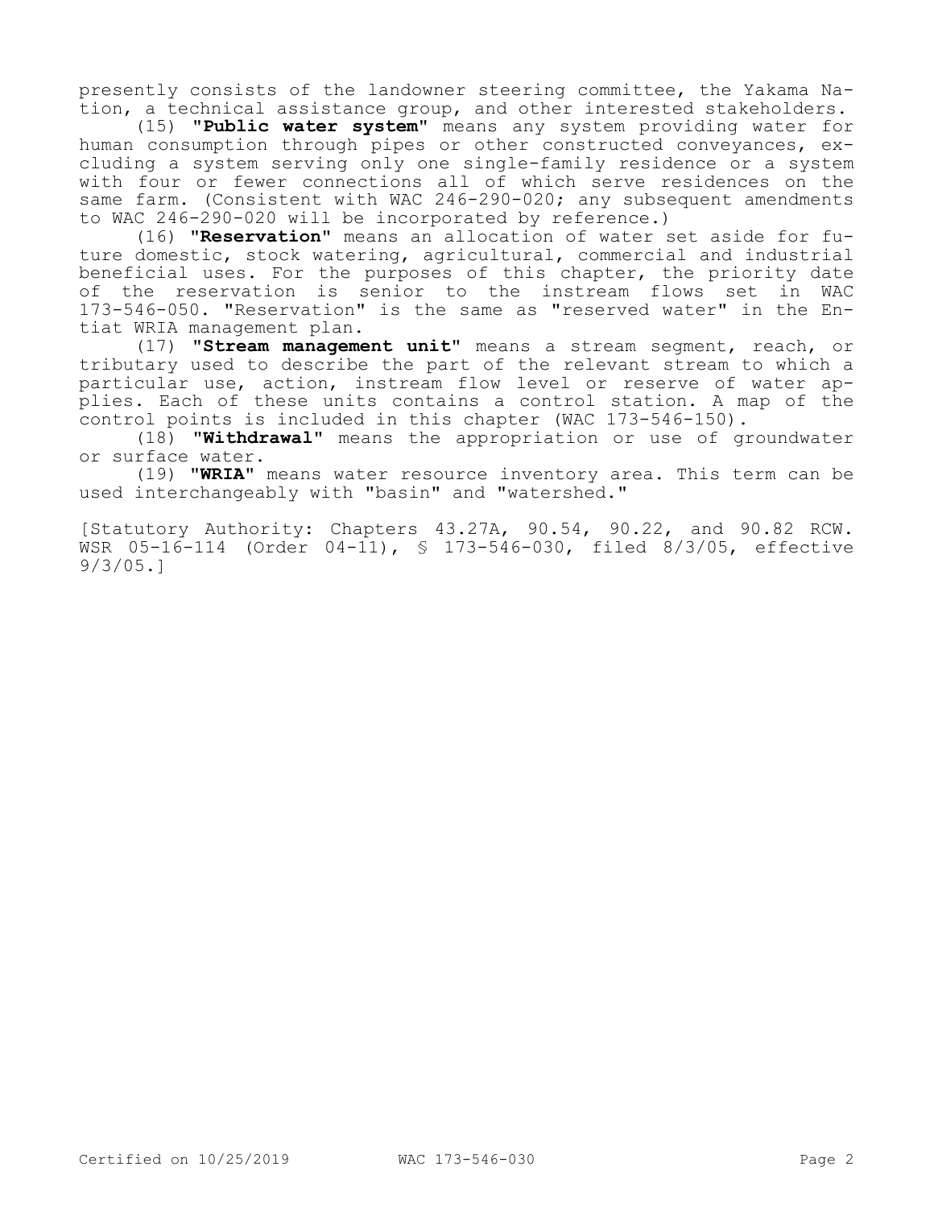presently consists of the landowner steering committee, the Yakama Nation, a technical assistance group, and other interested stakeholders.

(15) "**Public water system**" means any system providing water for human consumption through pipes or other constructed conveyances, excluding a system serving only one single-family residence or a system with four or fewer connections all of which serve residences on the same farm. (Consistent with WAC 246-290-020; any subsequent amendments to WAC 246-290-020 will be incorporated by reference.)

(16) "**Reservation**" means an allocation of water set aside for future domestic, stock watering, agricultural, commercial and industrial beneficial uses. For the purposes of this chapter, the priority date of the reservation is senior to the instream flows set in WAC 173-546-050. "Reservation" is the same as "reserved water" in the Entiat WRIA management plan.

(17) "**Stream management unit**" means a stream segment, reach, or tributary used to describe the part of the relevant stream to which a particular use, action, instream flow level or reserve of water applies. Each of these units contains a control station. A map of the control points is included in this chapter (WAC 173-546-150).

(18) "**Withdrawal**" means the appropriation or use of groundwater or surface water.

(19) "**WRIA**" means water resource inventory area. This term can be used interchangeably with "basin" and "watershed."

[Statutory Authority: Chapters 43.27A, 90.54, 90.22, and 90.82 RCW. WSR 05-16-114 (Order 04-11), § 173-546-030, filed 8/3/05, effective 9/3/05.]